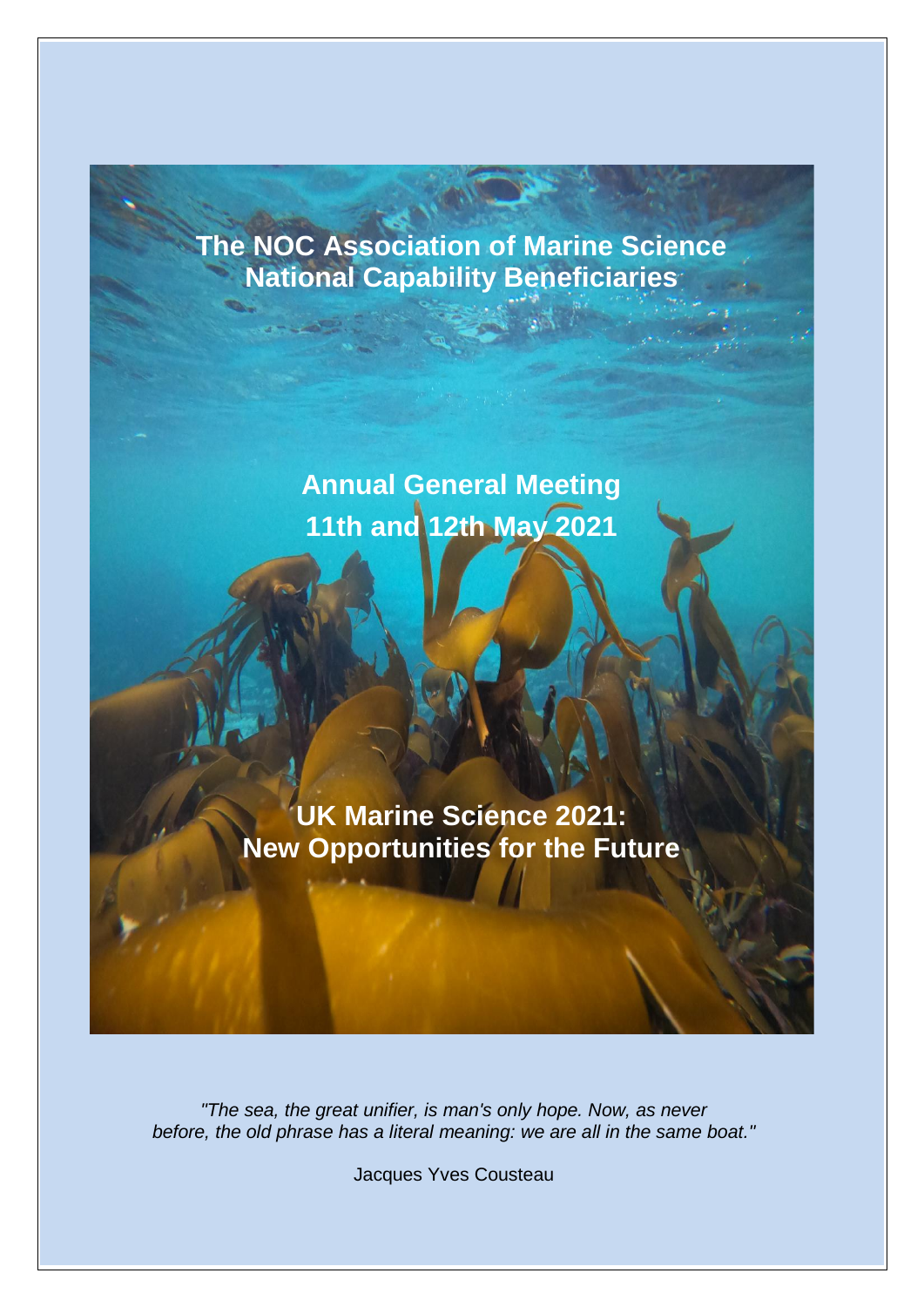# The NOC Association of Marine Science National Capability Beneficiaries

## Annual General Meeting
## 11th and 12th May 2021

## UK Marine Science 2021: New Opportunities for the Future

*"The sea, the great unifier, is man's only hope. Now, as never before, the old phrase has a literal meaning: we are all in the same boat."*

Jacques Yves Cousteau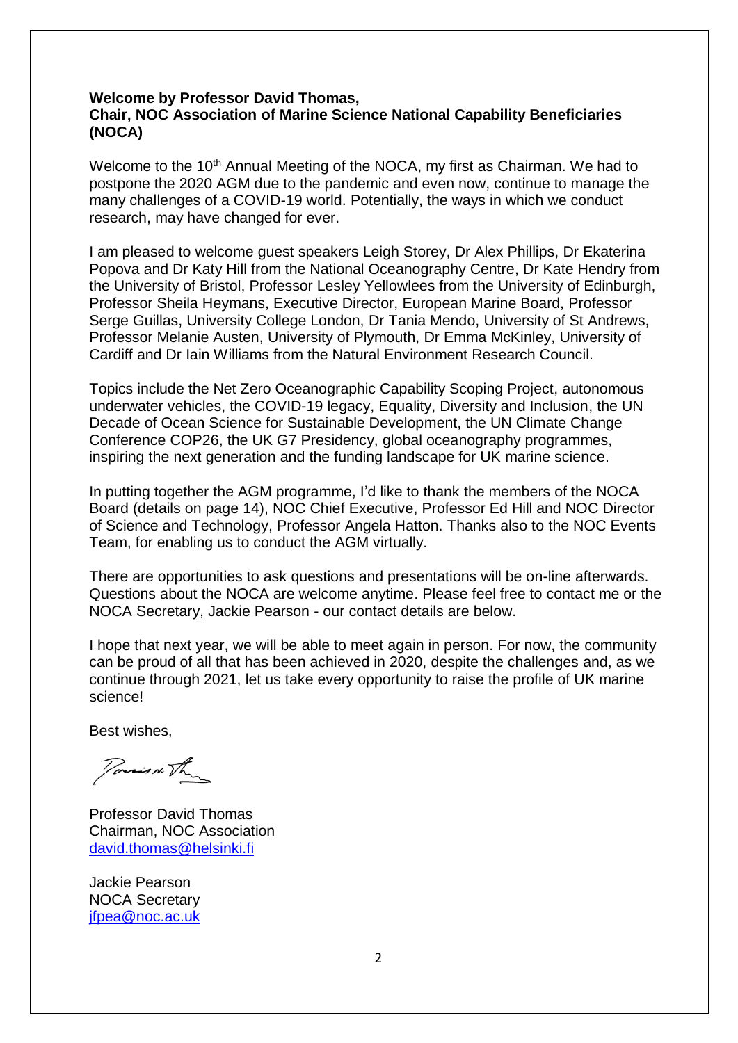**Welcome by Professor David Thomas,**
**Chair, NOC Association of Marine Science National Capability Beneficiaries (NOCA)**

Welcome to the 10th Annual Meeting of the NOCA, my first as Chairman. We had to postpone the 2020 AGM due to the pandemic and even now, continue to manage the many challenges of a COVID-19 world. Potentially, the ways in which we conduct research, may have changed for ever.

I am pleased to welcome guest speakers Leigh Storey, Dr Alex Phillips, Dr Ekaterina Popova and Dr Katy Hill from the National Oceanography Centre, Dr Kate Hendry from the University of Bristol, Professor Lesley Yellowlees from the University of Edinburgh, Professor Sheila Heymans, Executive Director, European Marine Board, Professor Serge Guillas, University College London, Dr Tania Mendo, University of St Andrews, Professor Melanie Austen, University of Plymouth, Dr Emma McKinley, University of Cardiff and Dr Iain Williams from the Natural Environment Research Council.

Topics include the Net Zero Oceanographic Capability Scoping Project, autonomous underwater vehicles, the COVID-19 legacy, Equality, Diversity and Inclusion, the UN Decade of Ocean Science for Sustainable Development, the UN Climate Change Conference COP26, the UK G7 Presidency, global oceanography programmes, inspiring the next generation and the funding landscape for UK marine science.

In putting together the AGM programme, I'd like to thank the members of the NOCA Board (details on page 14), NOC Chief Executive, Professor Ed Hill and NOC Director of Science and Technology, Professor Angela Hatton. Thanks also to the NOC Events Team, for enabling us to conduct the AGM virtually.

There are opportunities to ask questions and presentations will be on-line afterwards. Questions about the NOCA are welcome anytime. Please feel free to contact me or the NOCA Secretary, Jackie Pearson - our contact details are below.

I hope that next year, we will be able to meet again in person. For now, the community can be proud of all that has been achieved in 2020, despite the challenges and, as we continue through 2021, let us take every opportunity to raise the profile of UK marine science!

Best wishes,

Professor David Thomas
Chairman, NOC Association
david.thomas@helsinki.fi

Jackie Pearson
NOCA Secretary
jfpea@noc.ac.uk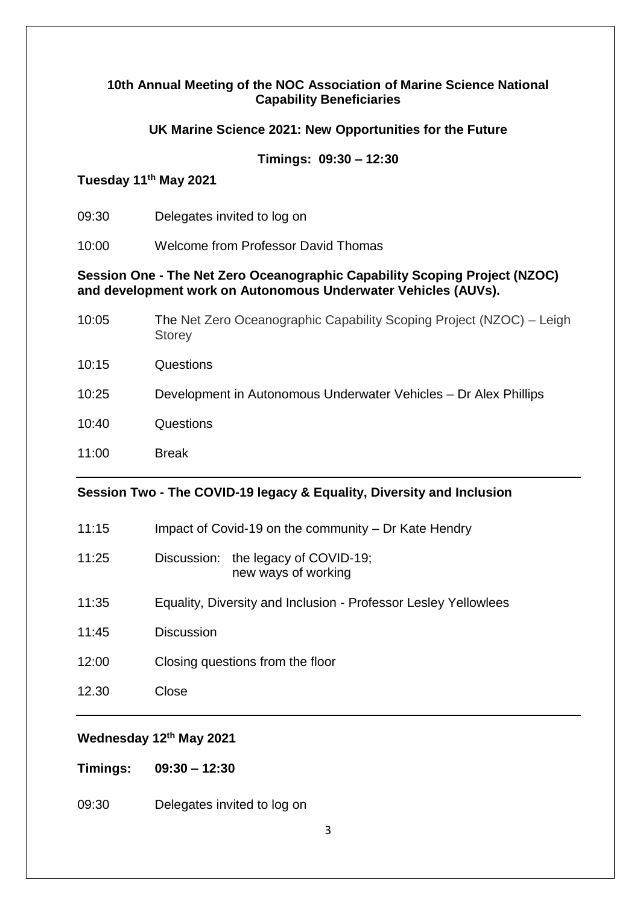**10th Annual Meeting of the NOC Association of Marine Science National Capability Beneficiaries**

**UK Marine Science 2021: New Opportunities for the Future**

**Timings: 09:30 – 12:30**

**Tuesday 11th May 2021**

| | |
|---|---|
| 09:30 | Delegates invited to log on |
| 10:00 | Welcome from Professor David Thomas |

**Session One - The Net Zero Oceanographic Capability Scoping Project (NZOC) and development work on Autonomous Underwater Vehicles (AUVs).**

| | |
|---|---|
| 10:05 | The Net Zero Oceanographic Capability Scoping Project (NZOC) – Leigh Storey |
| 10:15 | Questions |
| 10:25 | Development in Autonomous Underwater Vehicles – Dr Alex Phillips |
| 10:40 | Questions |
| 11:00 | Break |

**Session Two - The COVID-19 legacy & Equality, Diversity and Inclusion**

| | |
|---|---|
| 11:15 | Impact of Covid-19 on the community – Dr Kate Hendry |
| 11:25 | Discussion: the legacy of COVID-19; new ways of working |
| 11:35 | Equality, Diversity and Inclusion - Professor Lesley Yellowlees |
| 11:45 | Discussion |
| 12:00 | Closing questions from the floor |
| 12.30 | Close |

**Wednesday 12th May 2021**

**Timings: 09:30 – 12:30**

| | |
|---|---|
| 09:30 | Delegates invited to log on |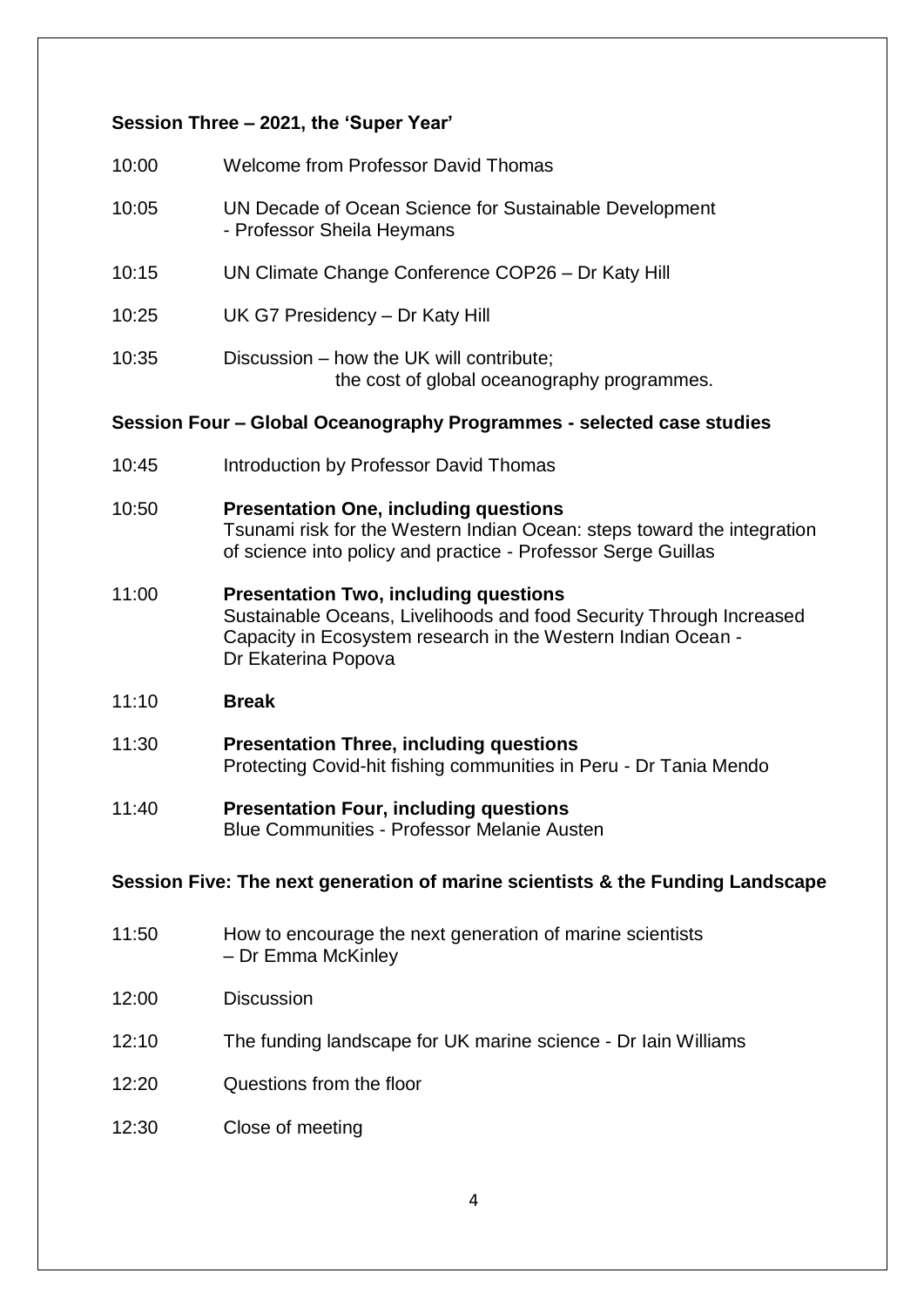### Session Three – 2021, the 'Super Year'

| | |
|---|---|
| 10:00 | Welcome from Professor David Thomas |
| 10:05 | UN Decade of Ocean Science for Sustainable Development - Professor Sheila Heymans |
| 10:15 | UN Climate Change Conference COP26 – Dr Katy Hill |
| 10:25 | UK G7 Presidency – Dr Katy Hill |
| 10:35 | Discussion – how the UK will contribute; the cost of global oceanography programmes. |

### Session Four – Global Oceanography Programmes - selected case studies

| | |
|---|---|
| 10:45 | Introduction by Professor David Thomas |
| 10:50 | **Presentation One, including questions** Tsunami risk for the Western Indian Ocean: steps toward the integration of science into policy and practice - Professor Serge Guillas |
| 11:00 | **Presentation Two, including questions** Sustainable Oceans, Livelihoods and food Security Through Increased Capacity in Ecosystem research in the Western Indian Ocean - Dr Ekaterina Popova |
| 11:10 | **Break** |
| 11:30 | **Presentation Three, including questions** Protecting Covid-hit fishing communities in Peru - Dr Tania Mendo |
| 11:40 | **Presentation Four, including questions** Blue Communities - Professor Melanie Austen |

### Session Five: The next generation of marine scientists & the Funding Landscape

| | |
|---|---|
| 11:50 | How to encourage the next generation of marine scientists – Dr Emma McKinley |
| 12:00 | Discussion |
| 12:10 | The funding landscape for UK marine science - Dr Iain Williams |
| 12:20 | Questions from the floor |
| 12:30 | Close of meeting |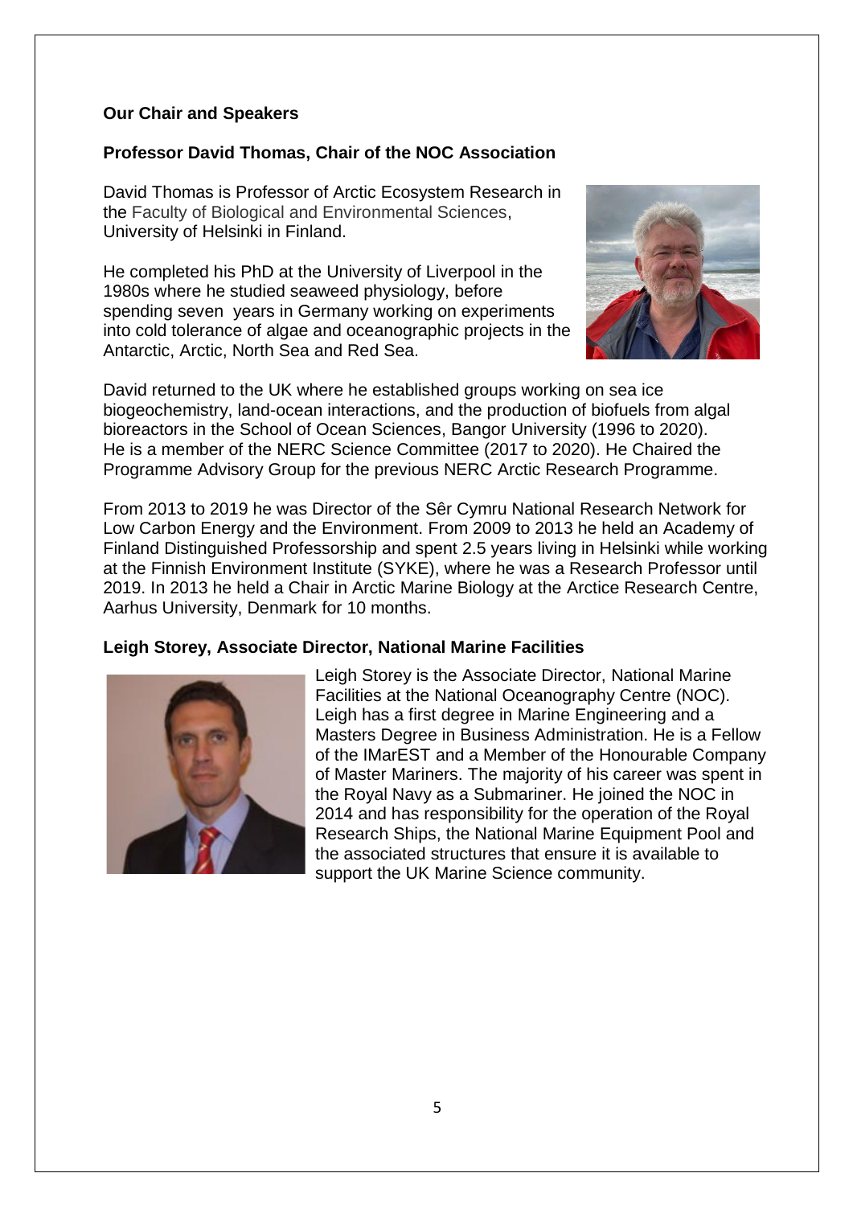**Our Chair and Speakers**

**Professor David Thomas, Chair of the NOC Association**

David Thomas is Professor of Arctic Ecosystem Research in the Faculty of Biological and Environmental Sciences, University of Helsinki in Finland.

He completed his PhD at the University of Liverpool in the 1980s where he studied seaweed physiology, before spending seven years in Germany working on experiments into cold tolerance of algae and oceanographic projects in the Antarctic, Arctic, North Sea and Red Sea.

David returned to the UK where he established groups working on sea ice biogeochemistry, land-ocean interactions, and the production of biofuels from algal bioreactors in the School of Ocean Sciences, Bangor University (1996 to 2020). He is a member of the NERC Science Committee (2017 to 2020). He Chaired the Programme Advisory Group for the previous NERC Arctic Research Programme.

From 2013 to 2019 he was Director of the Sêr Cymru National Research Network for Low Carbon Energy and the Environment. From 2009 to 2013 he held an Academy of Finland Distinguished Professorship and spent 2.5 years living in Helsinki while working at the Finnish Environment Institute (SYKE), where he was a Research Professor until 2019. In 2013 he held a Chair in Arctic Marine Biology at the Arctice Research Centre, Aarhus University, Denmark for 10 months.

**Leigh Storey, Associate Director, National Marine Facilities**

Leigh Storey is the Associate Director, National Marine Facilities at the National Oceanography Centre (NOC). Leigh has a first degree in Marine Engineering and a Masters Degree in Business Administration. He is a Fellow of the IMarEST and a Member of the Honourable Company of Master Mariners. The majority of his career was spent in the Royal Navy as a Submariner. He joined the NOC in 2014 and has responsibility for the operation of the Royal Research Ships, the National Marine Equipment Pool and the associated structures that ensure it is available to support the UK Marine Science community.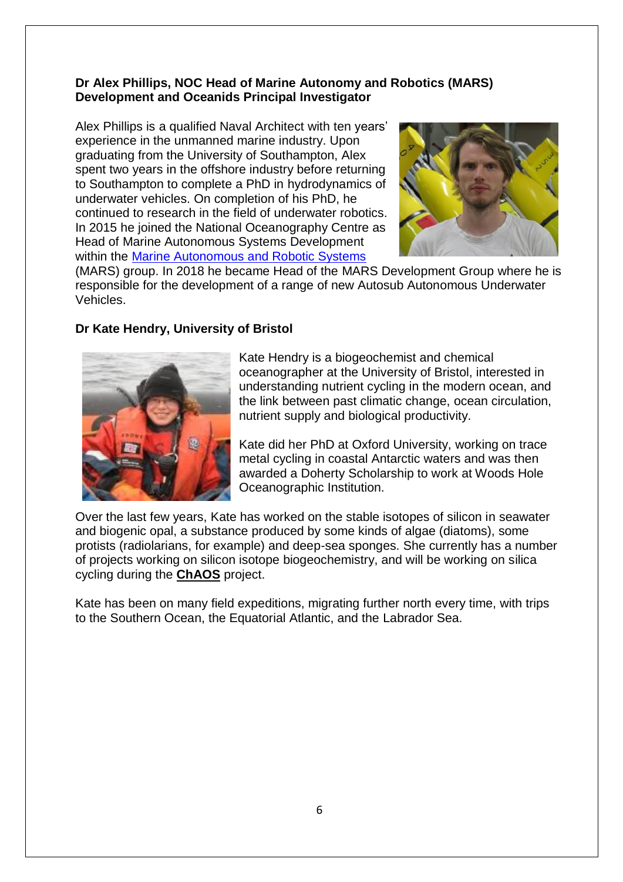**Dr Alex Phillips, NOC Head of Marine Autonomy and Robotics (MARS) Development and Oceanids Principal Investigator**

Alex Phillips is a qualified Naval Architect with ten years' experience in the unmanned marine industry. Upon graduating from the University of Southampton, Alex spent two years in the offshore industry before returning to Southampton to complete a PhD in hydrodynamics of underwater vehicles. On completion of his PhD, he continued to research in the field of underwater robotics. In 2015 he joined the National Oceanography Centre as Head of Marine Autonomous Systems Development within the Marine Autonomous and Robotic Systems (MARS) group. In 2018 he became Head of the MARS Development Group where he is responsible for the development of a range of new Autosub Autonomous Underwater Vehicles.

**Dr Kate Hendry, University of Bristol**

Kate Hendry is a biogeochemist and chemical oceanographer at the University of Bristol, interested in understanding nutrient cycling in the modern ocean, and the link between past climatic change, ocean circulation, nutrient supply and biological productivity.

Kate did her PhD at Oxford University, working on trace metal cycling in coastal Antarctic waters and was then awarded a Doherty Scholarship to work at Woods Hole Oceanographic Institution.

Over the last few years, Kate has worked on the stable isotopes of silicon in seawater and biogenic opal, a substance produced by some kinds of algae (diatoms), some protists (radiolarians, for example) and deep-sea sponges. She currently has a number of projects working on silicon isotope biogeochemistry, and will be working on silica cycling during the **ChAOS** project.

Kate has been on many field expeditions, migrating further north every time, with trips to the Southern Ocean, the Equatorial Atlantic, and the Labrador Sea.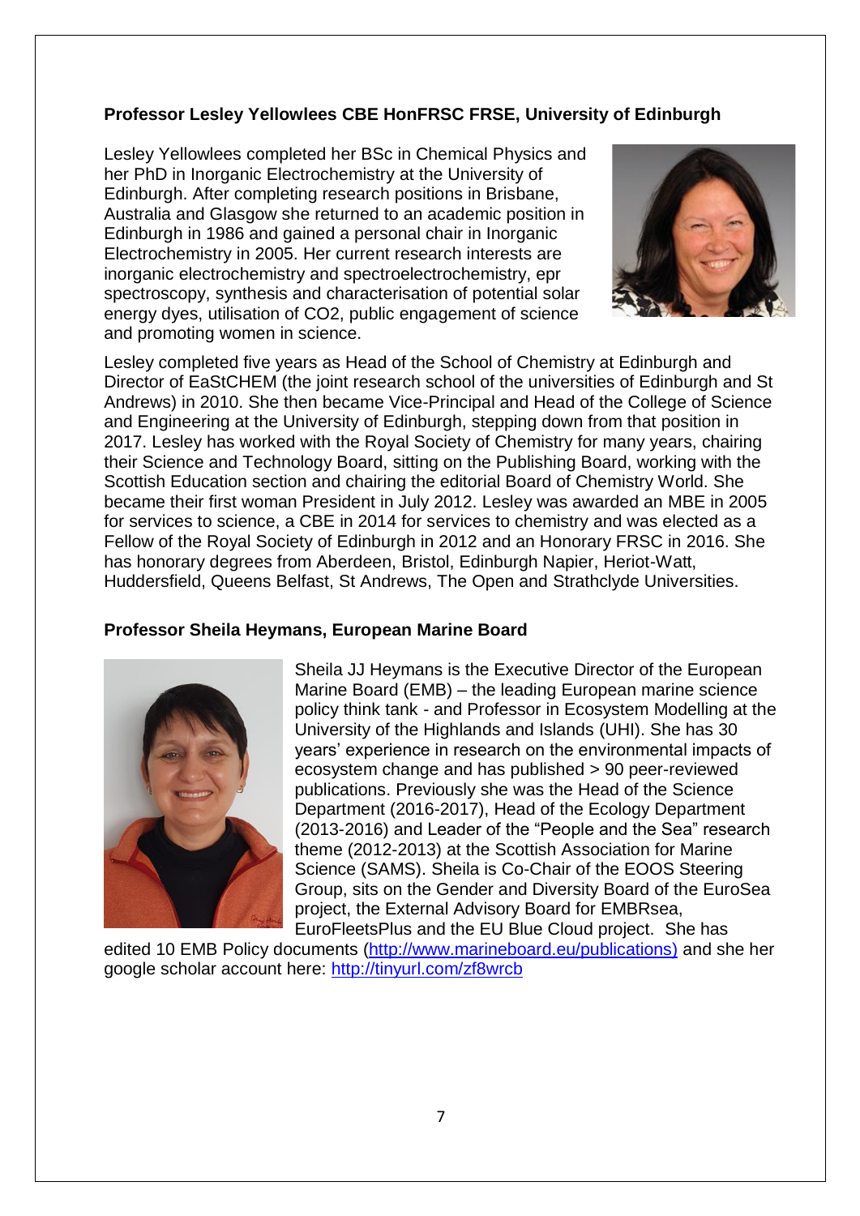**Professor Lesley Yellowlees CBE HonFRSC FRSE, University of Edinburgh**

Lesley Yellowlees completed her BSc in Chemical Physics and her PhD in Inorganic Electrochemistry at the University of Edinburgh. After completing research positions in Brisbane, Australia and Glasgow she returned to an academic position in Edinburgh in 1986 and gained a personal chair in Inorganic Electrochemistry in 2005. Her current research interests are inorganic electrochemistry and spectroelectrochemistry, epr spectroscopy, synthesis and characterisation of potential solar energy dyes, utilisation of CO2, public engagement of science and promoting women in science.

Lesley completed five years as Head of the School of Chemistry at Edinburgh and Director of EaStCHEM (the joint research school of the universities of Edinburgh and St Andrews) in 2010. She then became Vice-Principal and Head of the College of Science and Engineering at the University of Edinburgh, stepping down from that position in 2017. Lesley has worked with the Royal Society of Chemistry for many years, chairing their Science and Technology Board, sitting on the Publishing Board, working with the Scottish Education section and chairing the editorial Board of Chemistry World. She became their first woman President in July 2012. Lesley was awarded an MBE in 2005 for services to science, a CBE in 2014 for services to chemistry and was elected as a Fellow of the Royal Society of Edinburgh in 2012 and an Honorary FRSC in 2016. She has honorary degrees from Aberdeen, Bristol, Edinburgh Napier, Heriot-Watt, Huddersfield, Queens Belfast, St Andrews, The Open and Strathclyde Universities.

**Professor Sheila Heymans, European Marine Board**

Sheila JJ Heymans is the Executive Director of the European Marine Board (EMB) – the leading European marine science policy think tank - and Professor in Ecosystem Modelling at the University of the Highlands and Islands (UHI). She has 30 years' experience in research on the environmental impacts of ecosystem change and has published > 90 peer-reviewed publications. Previously she was the Head of the Science Department (2016-2017), Head of the Ecology Department (2013-2016) and Leader of the "People and the Sea" research theme (2012-2013) at the Scottish Association for Marine Science (SAMS). Sheila is Co-Chair of the EOOS Steering Group, sits on the Gender and Diversity Board of the EuroSea project, the External Advisory Board for EMBRsea, EuroFleetsPlus and the EU Blue Cloud project. She has edited 10 EMB Policy documents (http://www.marineboard.eu/publications) and she her google scholar account here: http://tinyurl.com/zf8wrcb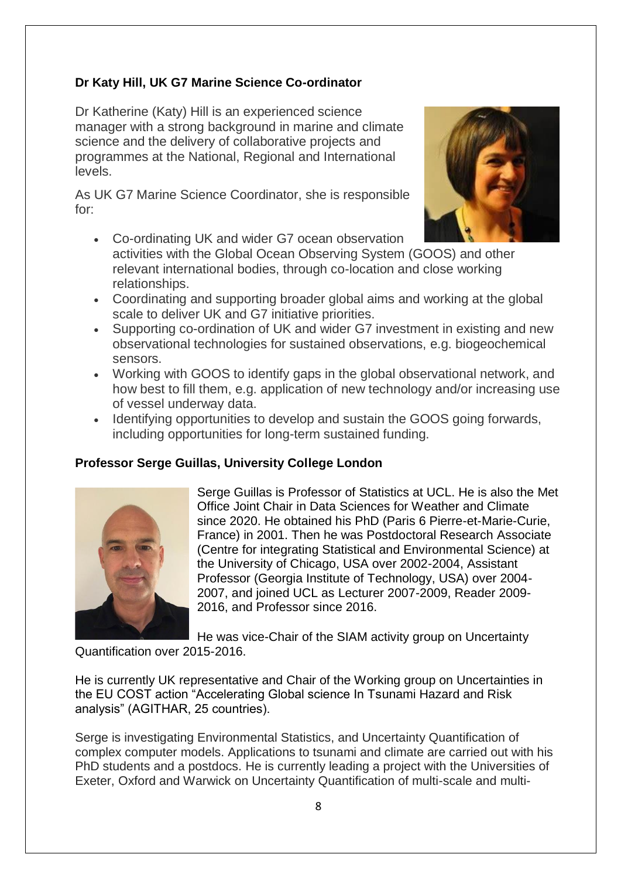**Dr Katy Hill, UK G7 Marine Science Co-ordinator**

Dr Katherine (Katy) Hill is an experienced science manager with a strong background in marine and climate science and the delivery of collaborative projects and programmes at the National, Regional and International levels.

As UK G7 Marine Science Coordinator, she is responsible for:

- Co-ordinating UK and wider G7 ocean observation activities with the Global Ocean Observing System (GOOS) and other relevant international bodies, through co-location and close working relationships.
- Coordinating and supporting broader global aims and working at the global scale to deliver UK and G7 initiative priorities.
- Supporting co-ordination of UK and wider G7 investment in existing and new observational technologies for sustained observations, e.g. biogeochemical sensors.
- Working with GOOS to identify gaps in the global observational network, and how best to fill them, e.g. application of new technology and/or increasing use of vessel underway data.
- Identifying opportunities to develop and sustain the GOOS going forwards, including opportunities for long-term sustained funding.

**Professor Serge Guillas, University College London**

Serge Guillas is Professor of Statistics at UCL. He is also the Met Office Joint Chair in Data Sciences for Weather and Climate since 2020. He obtained his PhD (Paris 6 Pierre-et-Marie-Curie, France) in 2001. Then he was Postdoctoral Research Associate (Centre for integrating Statistical and Environmental Science) at the University of Chicago, USA over 2002-2004, Assistant Professor (Georgia Institute of Technology, USA) over 2004-2007, and joined UCL as Lecturer 2007-2009, Reader 2009-2016, and Professor since 2016.

He was vice-Chair of the SIAM activity group on Uncertainty Quantification over 2015-2016.

He is currently UK representative and Chair of the Working group on Uncertainties in the EU COST action "Accelerating Global science In Tsunami Hazard and Risk analysis" (AGITHAR, 25 countries).

Serge is investigating Environmental Statistics, and Uncertainty Quantification of complex computer models. Applications to tsunami and climate are carried out with his PhD students and a postdocs. He is currently leading a project with the Universities of Exeter, Oxford and Warwick on Uncertainty Quantification of multi-scale and multi-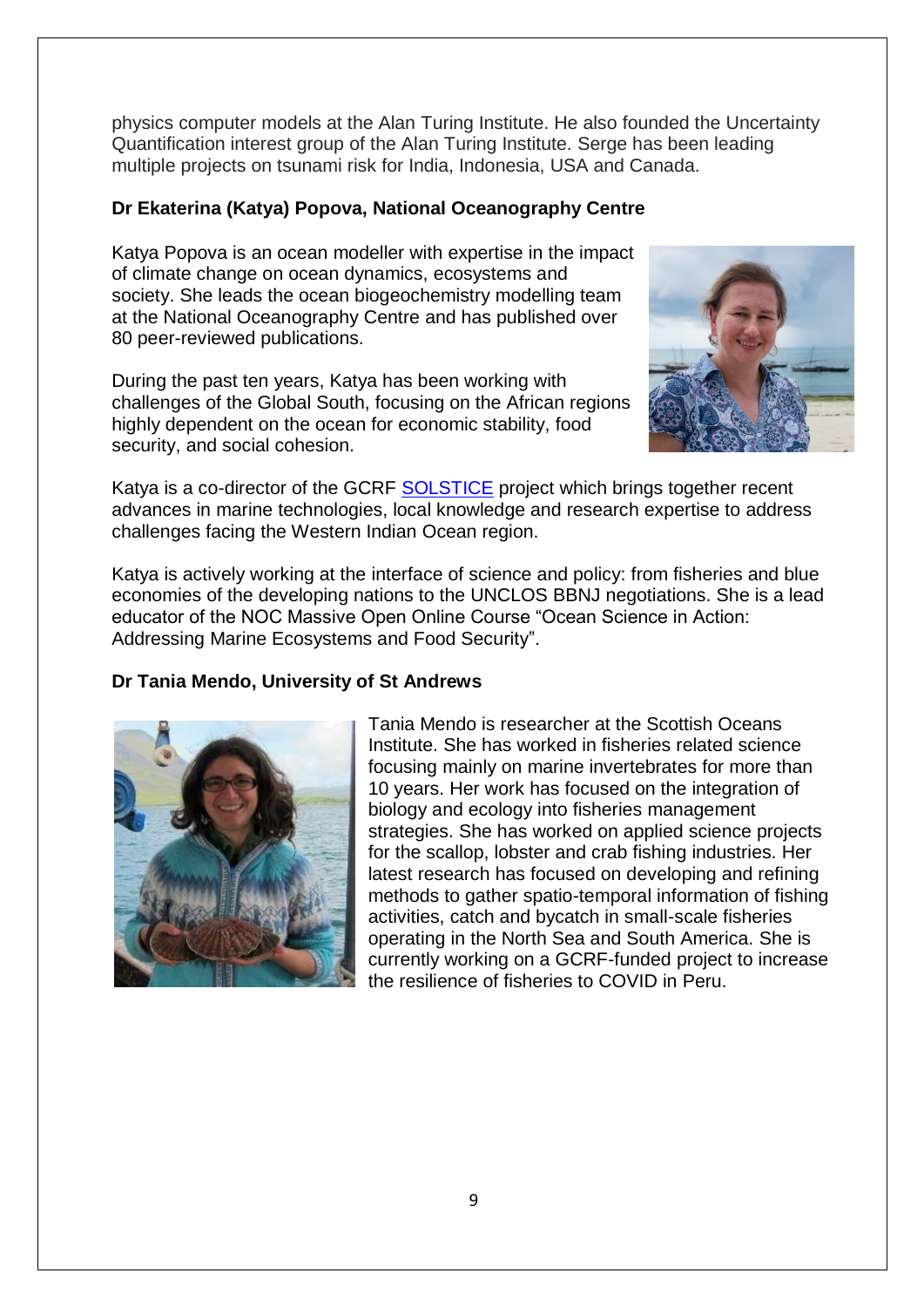physics computer models at the Alan Turing Institute. He also founded the Uncertainty Quantification interest group of the Alan Turing Institute. Serge has been leading multiple projects on tsunami risk for India, Indonesia, USA and Canada.

**Dr Ekaterina (Katya) Popova, National Oceanography Centre**

Katya Popova is an ocean modeller with expertise in the impact of climate change on ocean dynamics, ecosystems and society. She leads the ocean biogeochemistry modelling team at the National Oceanography Centre and has published over 80 peer-reviewed publications.

During the past ten years, Katya has been working with challenges of the Global South, focusing on the African regions highly dependent on the ocean for economic stability, food security, and social cohesion.

Katya is a co-director of the GCRF SOLSTICE project which brings together recent advances in marine technologies, local knowledge and research expertise to address challenges facing the Western Indian Ocean region.

Katya is actively working at the interface of science and policy: from fisheries and blue economies of the developing nations to the UNCLOS BBNJ negotiations. She is a lead educator of the NOC Massive Open Online Course "Ocean Science in Action: Addressing Marine Ecosystems and Food Security".

**Dr Tania Mendo, University of St Andrews**

Tania Mendo is researcher at the Scottish Oceans Institute. She has worked in fisheries related science focusing mainly on marine invertebrates for more than 10 years. Her work has focused on the integration of biology and ecology into fisheries management strategies. She has worked on applied science projects for the scallop, lobster and crab fishing industries. Her latest research has focused on developing and refining methods to gather spatio-temporal information of fishing activities, catch and bycatch in small-scale fisheries operating in the North Sea and South America. She is currently working on a GCRF-funded project to increase the resilience of fisheries to COVID in Peru.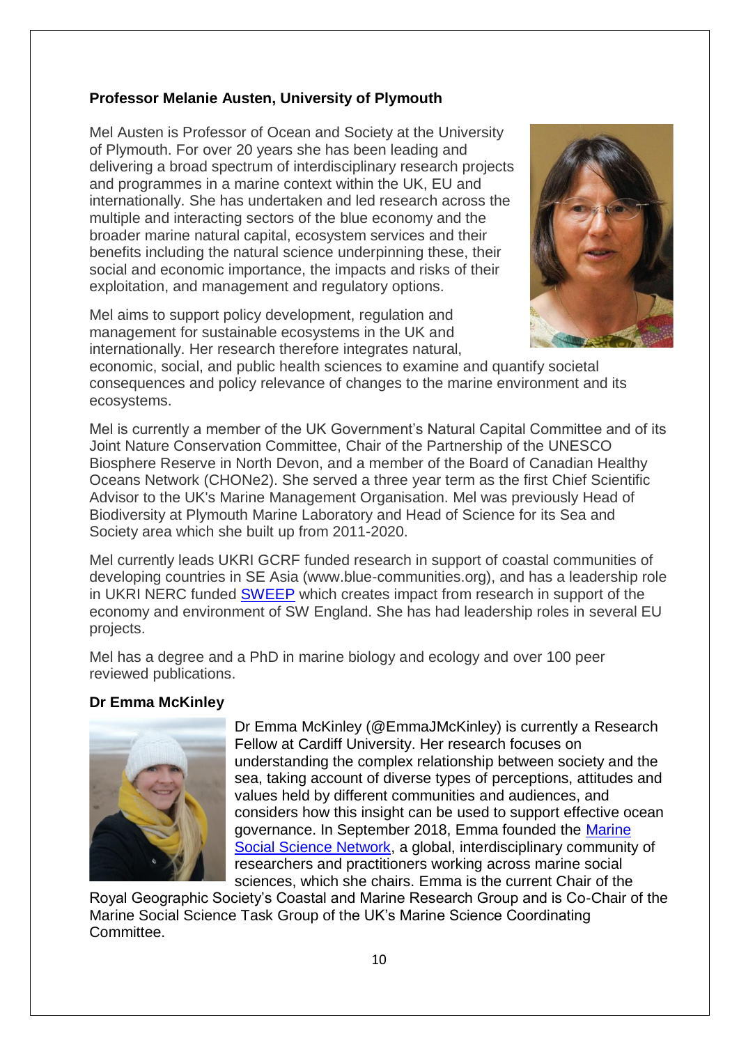**Professor Melanie Austen, University of Plymouth**

Mel Austen is Professor of Ocean and Society at the University of Plymouth. For over 20 years she has been leading and delivering a broad spectrum of interdisciplinary research projects and programmes in a marine context within the UK, EU and internationally. She has undertaken and led research across the multiple and interacting sectors of the blue economy and the broader marine natural capital, ecosystem services and their benefits including the natural science underpinning these, their social and economic importance, the impacts and risks of their exploitation, and management and regulatory options.

Mel aims to support policy development, regulation and management for sustainable ecosystems in the UK and internationally. Her research therefore integrates natural, economic, social, and public health sciences to examine and quantify societal consequences and policy relevance of changes to the marine environment and its ecosystems.

Mel is currently a member of the UK Government's Natural Capital Committee and of its Joint Nature Conservation Committee, Chair of the Partnership of the UNESCO Biosphere Reserve in North Devon, and a member of the Board of Canadian Healthy Oceans Network (CHONe2). She served a three year term as the first Chief Scientific Advisor to the UK's Marine Management Organisation. Mel was previously Head of Biodiversity at Plymouth Marine Laboratory and Head of Science for its Sea and Society area which she built up from 2011-2020.

Mel currently leads UKRI GCRF funded research in support of coastal communities of developing countries in SE Asia (www.blue-communities.org), and has a leadership role in UKRI NERC funded SWEEP which creates impact from research in support of the economy and environment of SW England. She has had leadership roles in several EU projects.

Mel has a degree and a PhD in marine biology and ecology and over 100 peer reviewed publications.

**Dr Emma McKinley**

Dr Emma McKinley (@EmmaJMcKinley) is currently a Research Fellow at Cardiff University. Her research focuses on understanding the complex relationship between society and the sea, taking account of diverse types of perceptions, attitudes and values held by different communities and audiences, and considers how this insight can be used to support effective ocean governance. In September 2018, Emma founded the Marine Social Science Network, a global, interdisciplinary community of researchers and practitioners working across marine social sciences, which she chairs. Emma is the current Chair of the Royal Geographic Society's Coastal and Marine Research Group and is Co-Chair of the Marine Social Science Task Group of the UK's Marine Science Coordinating Committee.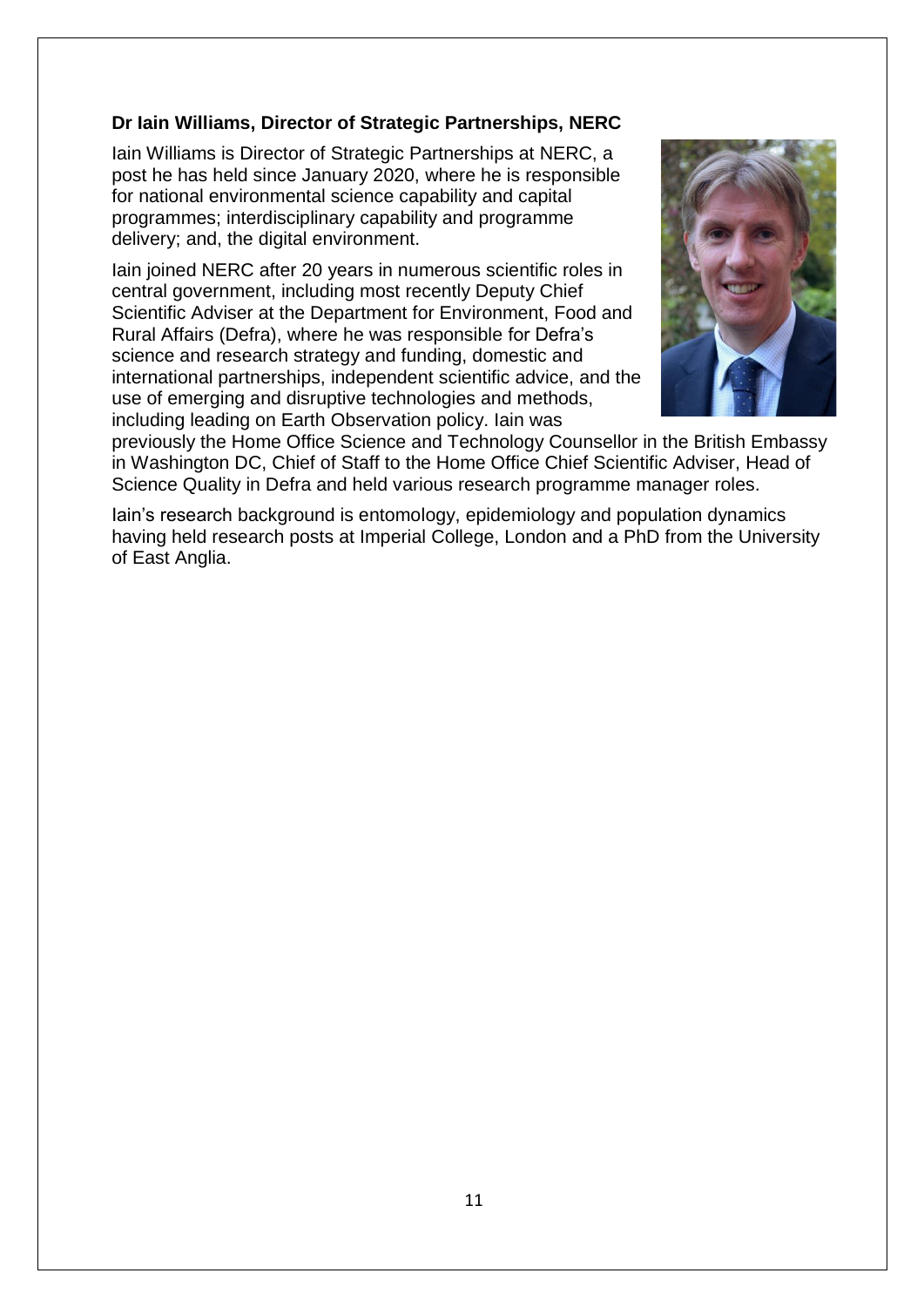**Dr Iain Williams, Director of Strategic Partnerships, NERC**

Iain Williams is Director of Strategic Partnerships at NERC, a post he has held since January 2020, where he is responsible for national environmental science capability and capital programmes; interdisciplinary capability and programme delivery; and, the digital environment.

Iain joined NERC after 20 years in numerous scientific roles in central government, including most recently Deputy Chief Scientific Adviser at the Department for Environment, Food and Rural Affairs (Defra), where he was responsible for Defra's science and research strategy and funding, domestic and international partnerships, independent scientific advice, and the use of emerging and disruptive technologies and methods, including leading on Earth Observation policy. Iain was previously the Home Office Science and Technology Counsellor in the British Embassy in Washington DC, Chief of Staff to the Home Office Chief Scientific Adviser, Head of Science Quality in Defra and held various research programme manager roles.

Iain's research background is entomology, epidemiology and population dynamics having held research posts at Imperial College, London and a PhD from the University of East Anglia.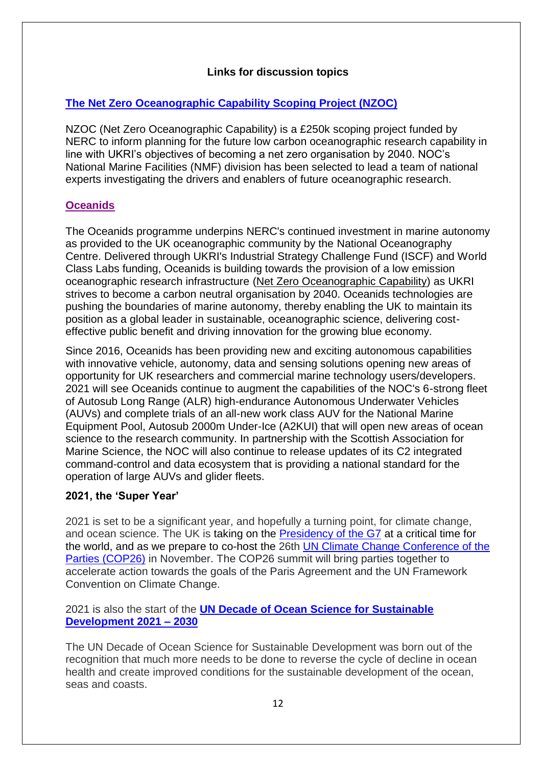### Links for discussion topics

**The Net Zero Oceanographic Capability Scoping Project (NZOC)**

NZOC (Net Zero Oceanographic Capability) is a £250k scoping project funded by NERC to inform planning for the future low carbon oceanographic research capability in line with UKRI's objectives of becoming a net zero organisation by 2040. NOC's National Marine Facilities (NMF) division has been selected to lead a team of national experts investigating the drivers and enablers of future oceanographic research.

**Oceanids**

The Oceanids programme underpins NERC's continued investment in marine autonomy as provided to the UK oceanographic community by the National Oceanography Centre. Delivered through UKRI's Industrial Strategy Challenge Fund (ISCF) and World Class Labs funding, Oceanids is building towards the provision of a low emission oceanographic research infrastructure (Net Zero Oceanographic Capability) as UKRI strives to become a carbon neutral organisation by 2040. Oceanids technologies are pushing the boundaries of marine autonomy, thereby enabling the UK to maintain its position as a global leader in sustainable, oceanographic science, delivering cost-effective public benefit and driving innovation for the growing blue economy.

Since 2016, Oceanids has been providing new and exciting autonomous capabilities with innovative vehicle, autonomy, data and sensing solutions opening new areas of opportunity for UK researchers and commercial marine technology users/developers. 2021 will see Oceanids continue to augment the capabilities of the NOC's 6-strong fleet of Autosub Long Range (ALR) high-endurance Autonomous Underwater Vehicles (AUVs) and complete trials of an all-new work class AUV for the National Marine Equipment Pool, Autosub 2000m Under-Ice (A2KUI) that will open new areas of ocean science to the research community. In partnership with the Scottish Association for Marine Science, the NOC will also continue to release updates of its C2 integrated command-control and data ecosystem that is providing a national standard for the operation of large AUVs and glider fleets.

**2021, the 'Super Year'**

2021 is set to be a significant year, and hopefully a turning point, for climate change, and ocean science. The UK is taking on the Presidency of the G7 at a critical time for the world, and as we prepare to co-host the 26th UN Climate Change Conference of the Parties (COP26) in November. The COP26 summit will bring parties together to accelerate action towards the goals of the Paris Agreement and the UN Framework Convention on Climate Change.

2021 is also the start of the **UN Decade of Ocean Science for Sustainable Development 2021 – 2030**

The UN Decade of Ocean Science for Sustainable Development was born out of the recognition that much more needs to be done to reverse the cycle of decline in ocean health and create improved conditions for the sustainable development of the ocean, seas and coasts.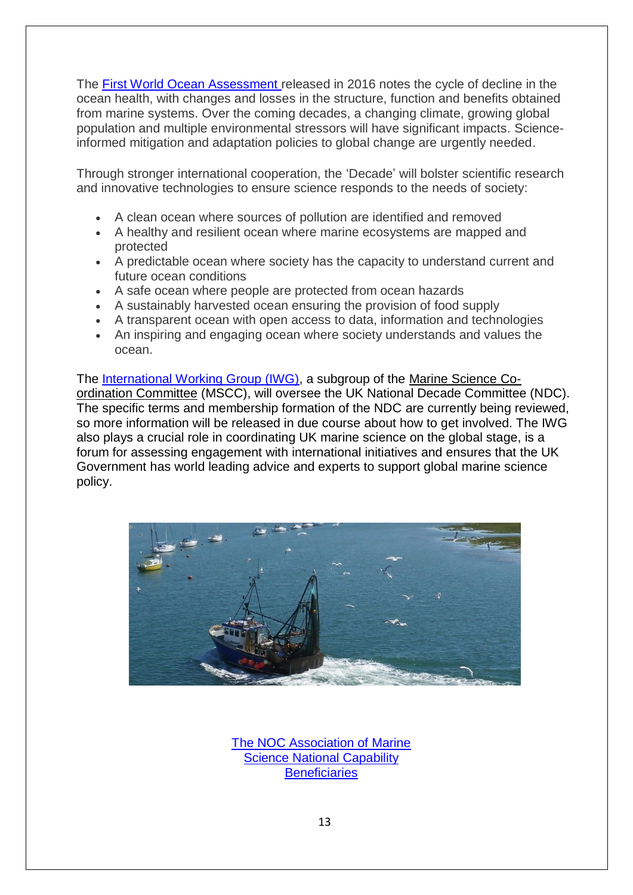The First World Ocean Assessment released in 2016 notes the cycle of decline in the ocean health, with changes and losses in the structure, function and benefits obtained from marine systems. Over the coming decades, a changing climate, growing global population and multiple environmental stressors will have significant impacts. Science-informed mitigation and adaptation policies to global change are urgently needed.

Through stronger international cooperation, the 'Decade' will bolster scientific research and innovative technologies to ensure science responds to the needs of society:

- A clean ocean where sources of pollution are identified and removed
- A healthy and resilient ocean where marine ecosystems are mapped and protected
- A predictable ocean where society has the capacity to understand current and future ocean conditions
- A safe ocean where people are protected from ocean hazards
- A sustainably harvested ocean ensuring the provision of food supply
- A transparent ocean with open access to data, information and technologies
- An inspiring and engaging ocean where society understands and values the ocean.

The International Working Group (IWG), a subgroup of the Marine Science Co-ordination Committee (MSCC), will oversee the UK National Decade Committee (NDC). The specific terms and membership formation of the NDC are currently being reviewed, so more information will be released in due course about how to get involved. The IWG also plays a crucial role in coordinating UK marine science on the global stage, is a forum for assessing engagement with international initiatives and ensures that the UK Government has world leading advice and experts to support global marine science policy.

The NOC Association of Marine Science National Capability Beneficiaries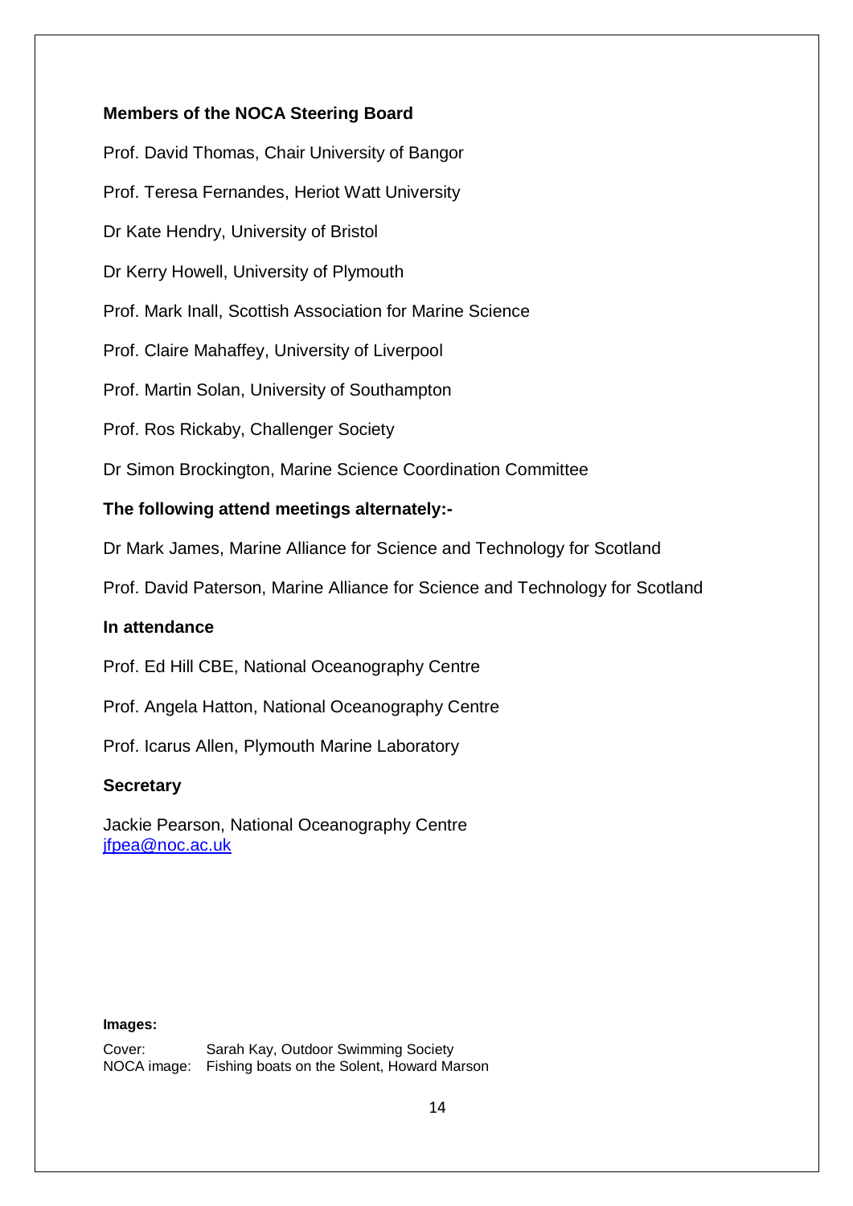**Members of the NOCA Steering Board**

Prof. David Thomas, Chair University of Bangor

Prof. Teresa Fernandes, Heriot Watt University

Dr Kate Hendry, University of Bristol

Dr Kerry Howell, University of Plymouth

Prof. Mark Inall, Scottish Association for Marine Science

Prof. Claire Mahaffey, University of Liverpool

Prof. Martin Solan, University of Southampton

Prof. Ros Rickaby, Challenger Society

Dr Simon Brockington, Marine Science Coordination Committee

**The following attend meetings alternately:-**

Dr Mark James, Marine Alliance for Science and Technology for Scotland

Prof. David Paterson, Marine Alliance for Science and Technology for Scotland

**In attendance**

Prof. Ed Hill CBE, National Oceanography Centre

Prof. Angela Hatton, National Oceanography Centre

Prof. Icarus Allen, Plymouth Marine Laboratory

**Secretary**

Jackie Pearson, National Oceanography Centre
jfpea@noc.ac.uk

**Images:**

Cover: Sarah Kay, Outdoor Swimming Society
NOCA image: Fishing boats on the Solent, Howard Marson